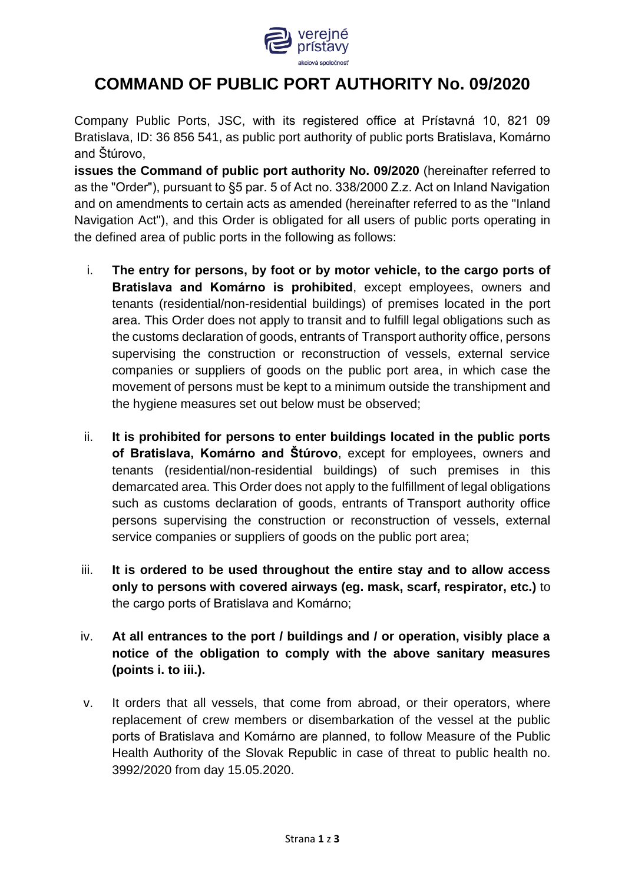# COMMAND OF PUBLIC PORT AUTHORITY No. 09/2020

Company Public Ports, JSC, with its registered office at Prístavná 10, 821 09 Bratislava, ID: 36 856 541, as public port authority of public ports Bratislava, Komárno and Štúrovo,

**issues the Command of public port authority No. 09/2020** (hereinafter referred to as the "Order"), pursuant to §5 par. 5 of Act no. 338/2000 Z.z. Act on Inland Navigation and on amendments to certain acts as amended (hereinafter referred to as the "Inland Navigation Act"), and this Order is obligated for all users of public ports operating in the defined area of public ports in the following as follows:

i. **The entry for persons, by foot or by motor vehicle, to the cargo ports of Bratislava and Komárno is prohibited**, except employees, owners and tenants (residential/non-residential buildings) of premises located in the port area. This Order does not apply to transit and to fulfill legal obligations such as the customs declaration of goods, entrants of Transport authority office, persons supervising the construction or reconstruction of vessels, external service companies or suppliers of goods on the public port area, in which case the movement of persons must be kept to a minimum outside the transhipment and the hygiene measures set out below must be observed;

ii. **It is prohibited for persons to enter buildings located in the public ports of Bratislava, Komárno and Štúrovo**, except for employees, owners and tenants (residential/non-residential buildings) of such premises in this demarcated area. This Order does not apply to the fulfillment of legal obligations such as customs declaration of goods, entrants of Transport authority office persons supervising the construction or reconstruction of vessels, external service companies or suppliers of goods on the public port area;

iii. **It is ordered to be used throughout the entire stay and to allow access only to persons with covered airways (eg. mask, scarf, respirator, etc.)** to the cargo ports of Bratislava and Komárno;

iv. **At all entrances to the port / buildings and / or operation, visibly place a notice of the obligation to comply with the above sanitary measures (points i. to iii.).**

v. It orders that all vessels, that come from abroad, or their operators, where replacement of crew members or disembarkation of the vessel at the public ports of Bratislava and Komárno are planned, to follow Measure of the Public Health Authority of the Slovak Republic in case of threat to public health no. 3992/2020 from day 15.05.2020.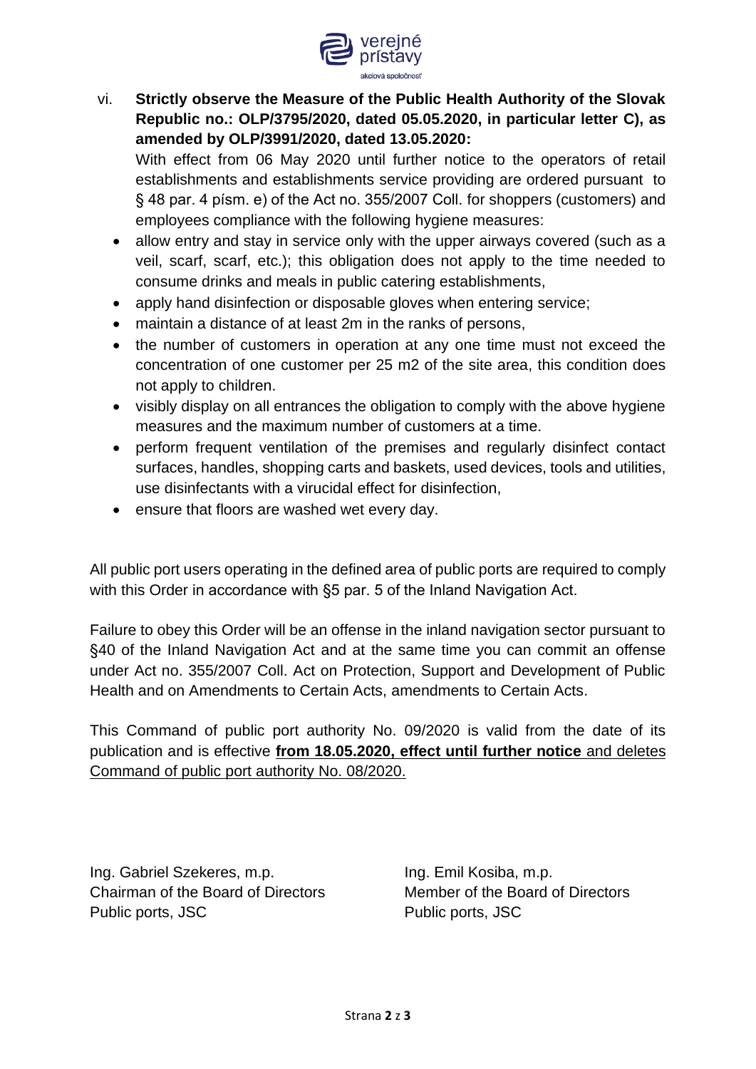vi. **Strictly observe the Measure of the Public Health Authority of the Slovak Republic no.: OLP/3795/2020, dated 05.05.2020, in particular letter C), as amended by OLP/3991/2020, dated 13.05.2020:**

With effect from 06 May 2020 until further notice to the operators of retail establishments and establishments service providing are ordered pursuant to § 48 par. 4 písm. e) of the Act no. 355/2007 Coll. for shoppers (customers) and employees compliance with the following hygiene measures:

- allow entry and stay in service only with the upper airways covered (such as a veil, scarf, scarf, etc.); this obligation does not apply to the time needed to consume drinks and meals in public catering establishments,
- apply hand disinfection or disposable gloves when entering service;
- maintain a distance of at least 2m in the ranks of persons,
- the number of customers in operation at any one time must not exceed the concentration of one customer per 25 m2 of the site area, this condition does not apply to children.
- visibly display on all entrances the obligation to comply with the above hygiene measures and the maximum number of customers at a time.
- perform frequent ventilation of the premises and regularly disinfect contact surfaces, handles, shopping carts and baskets, used devices, tools and utilities, use disinfectants with a virucidal effect for disinfection,
- ensure that floors are washed wet every day.

All public port users operating in the defined area of public ports are required to comply with this Order in accordance with §5 par. 5 of the Inland Navigation Act.

Failure to obey this Order will be an offense in the inland navigation sector pursuant to §40 of the Inland Navigation Act and at the same time you can commit an offense under Act no. 355/2007 Coll. Act on Protection, Support and Development of Public Health and on Amendments to Certain Acts, amendments to Certain Acts.

This Command of public port authority No. 09/2020 is valid from the date of its publication and is effective **from 18.05.2020, effect until further notice** and deletes Command of public port authority No. 08/2020.

Ing. Gabriel Szekeres, m.p.
Chairman of the Board of Directors
Public ports, JSC

Ing. Emil Kosiba, m.p.
Member of the Board of Directors
Public ports, JSC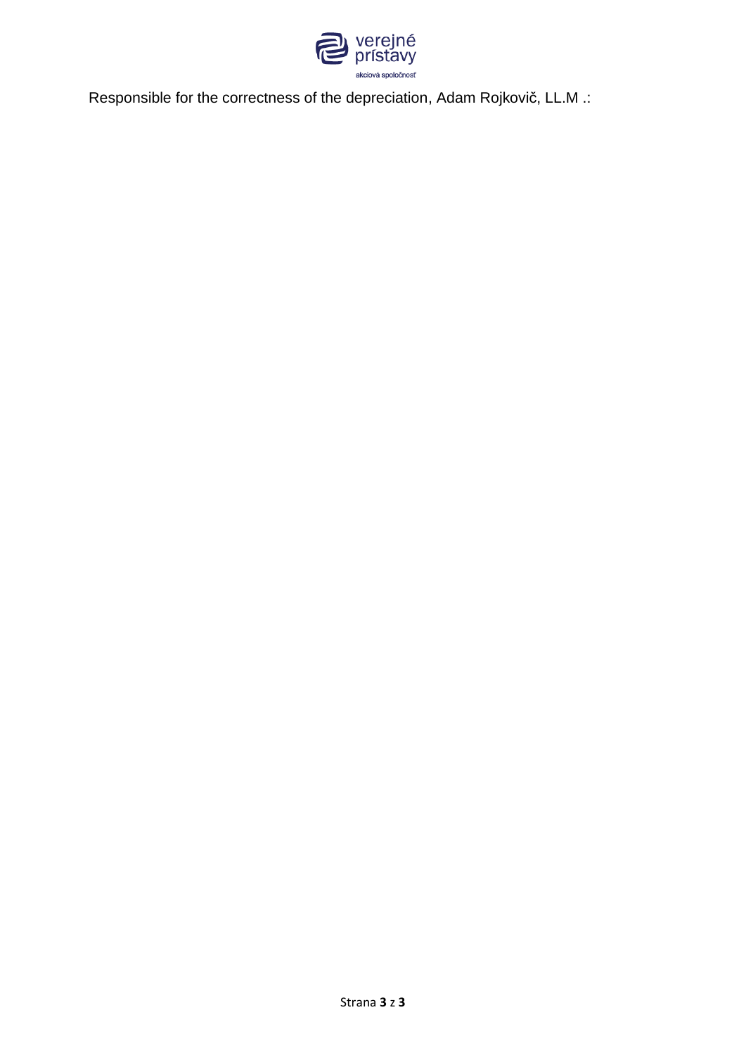Responsible for the correctness of the depreciation, Adam Rojkovič, LL.M .: